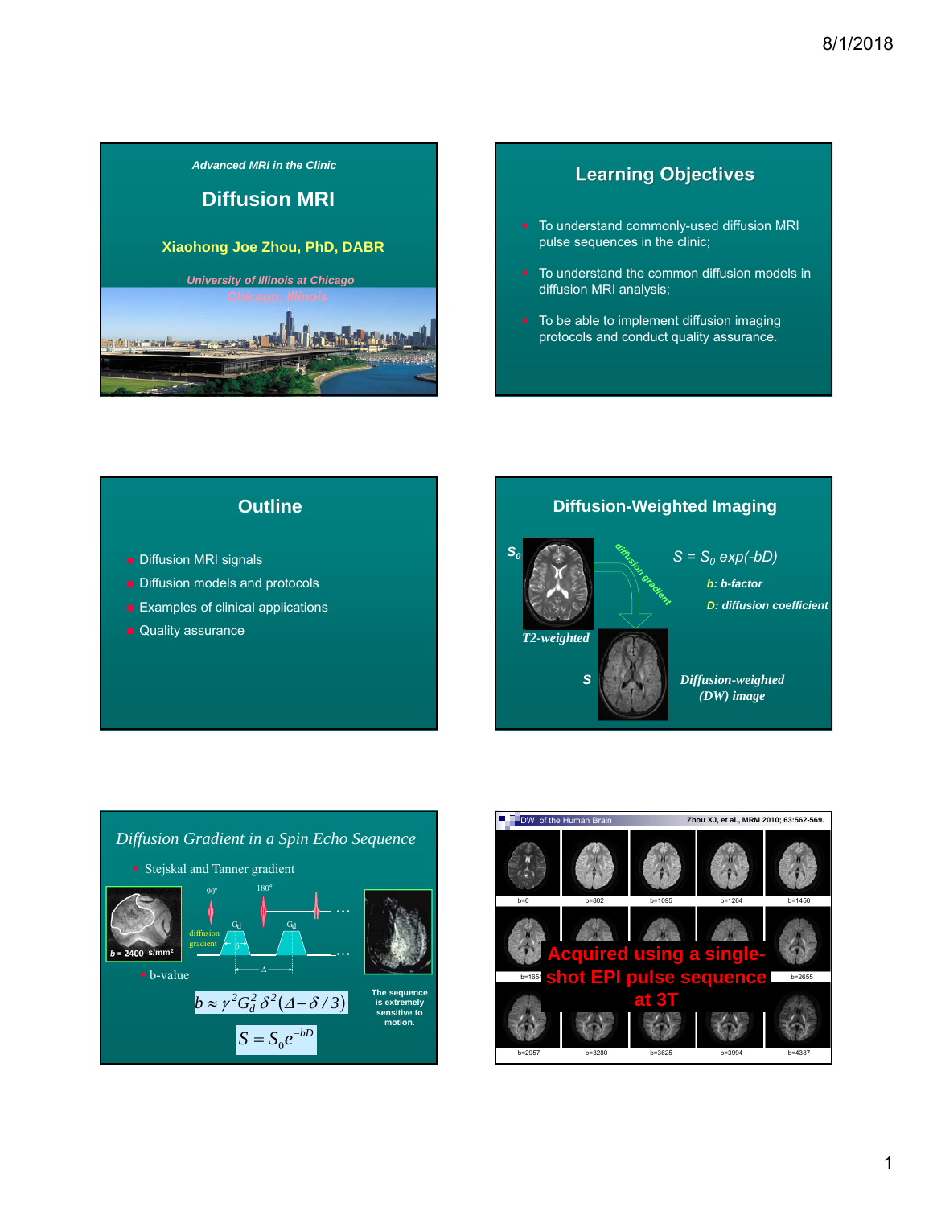## Advanced MRI in the Clinic

# Diffusion MRI

**Xiaohong Joe Zhou, PhD, DABR**

*University of Illinois at Chicago*
*Chicago, Illinois*

## Learning Objectives

- To understand commonly-used diffusion MRI pulse sequences in the clinic;
- To understand the common diffusion models in diffusion MRI analysis;
- To be able to implement diffusion imaging protocols and conduct quality assurance.

## Outline

- Diffusion MRI signals
- Diffusion models and protocols
- Examples of clinical applications
- Quality assurance

## Diffusion-Weighted Imaging

$S_0$

*T2-weighted*

diffusion gradient

$S = S_0 \exp(-bD)$

***b*: b-factor**

***D*: diffusion coefficient**

$S$

*Diffusion-weighted (DW) image*

## *Diffusion Gradient in a Spin Echo Sequence*

- Stejskal and Tanner gradient

$b$ = 2400 s/mm²

90° 180°

diffusion gradient

$G_d$ $G_d$ $\delta$ $\Delta$

- b-value

$$b \approx \gamma^2 G_d^2 \delta^2 (\Delta - \delta/3)$$

$$S = S_0 e^{-bD}$$

The sequence is extremely sensitive to motion.

## DWI of the Human Brain

Zhou XJ, et al., MRM 2010; 63:562-569.

b=0, b=802, b=1095, b=1264, b=1450, b=1654, b=2655, b=2957, b=3280, b=3625, b=3994, b=4387

**Acquired using a single-shot EPI pulse sequence at 3T**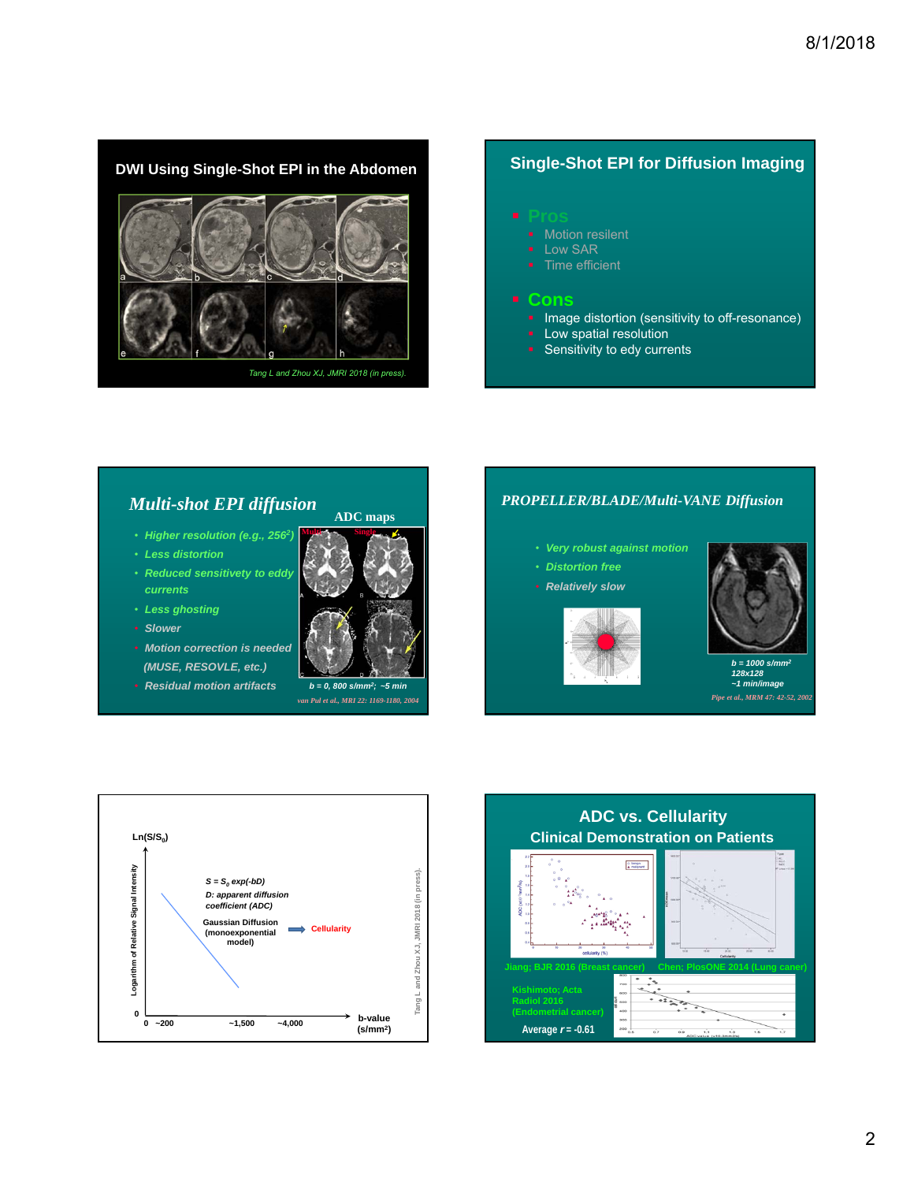## DWI Using Single-Shot EPI in the Abdomen

a b c d

e f g h

*Tang L and Zhou XJ, JMRI 2018 (in press).*

## Single-Shot EPI for Diffusion Imaging

- **Pros**
  - Motion resilent
  - Low SAR
  - Time efficient
- **Cons**
  - Image distortion (sensitivity to off-resonance)
  - Low spatial resolution
  - Sensitivity to edy currents

## *Multi-shot EPI diffusion*

- *Higher resolution (e.g., $256^2$)*
- *Less distortion*
- *Reduced sensitivity to eddy currents*
- *Less ghosting*
- *Slower*
- *Motion correction is needed (MUSE, RESOVLE, etc.)*
- *Residual motion artifacts*

ADC maps

Multi Single

*b = 0, 800 s/mm²; ~5 min*

*van Pul et al., MRI 22: 1169-1180, 2004*

## *PROPELLER/BLADE/Multi-VANE Diffusion*

- *Very robust against motion*
- *Distortion free*
- *Relatively slow*

*b = 1000 s/mm²*
*128x128*
*~1 min/image*

*Pipe et al., MRM 47: 42-52, 2002*

---

$Ln(S/S_0)$

Logarithm of Relative Signal Intensity

*$S = S_0 \exp(-bD)$*
*D: apparent diffusion coefficient (ADC)*

Gaussian Diffusion (monoexponential model) → Cellularity

0 ~200 ~1,500 ~4,000 b-value (s/mm²)

Tang L and Zhou XJ, JMRI 2018 (in press).

## ADC vs. Cellularity
### Clinical Demonstration on Patients

Jiang; BJR 2016 (Breast cancer)

Chen; PlosONE 2014 (Lung caner)

Kishimoto; Acta Radiol 2016 (Endometrial cancer)

Average $r = -0.61$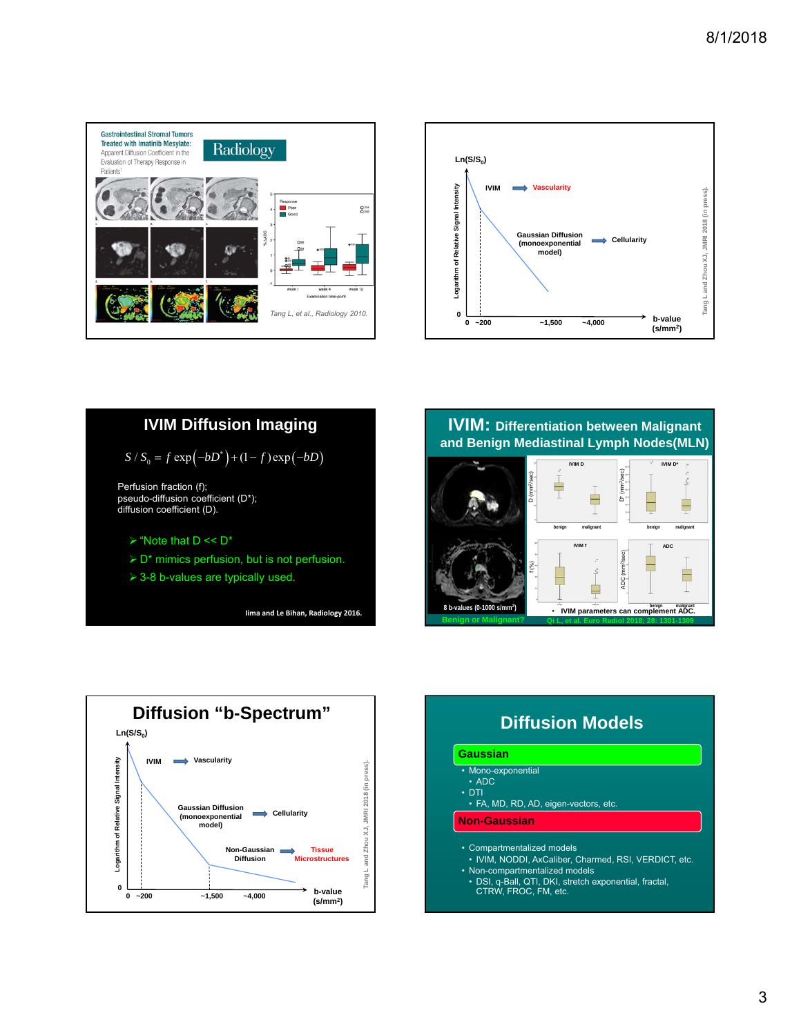Gastrointestinal Stromal Tumors Treated with Imatinib Mesylate: Apparent Diffusion Coefficient in the Evaluation of Therapy Response in Patients[1]

Radiology

Tang L, et al., Radiology 2010.

---

$Ln(S/S_0)$

Logarithm of Relative Signal Intensity

IVIM → Vascularity

Gaussian Diffusion (monoexponential model) → Cellularity

0 ~200 ~1,500 ~4,000 b-value (s/mm²)

Tang L and Zhou XJ, JMRI 2018 (in press).

---

## IVIM Diffusion Imaging

$$S/S_0 = f\exp\left(-bD^*\right) + (1-f)\exp\left(-bD\right)$$

Perfusion fraction (f);
pseudo-diffusion coefficient (D*);
diffusion coefficient (D).

- "Note that D << D*
- D* mimics perfusion, but is not perfusion.
- 3-8 b-values are typically used.

Iima and Le Bihan, Radiology 2016.

---

## IVIM: Differentiation between Malignant and Benign Mediastinal Lymph Nodes(MLN)

8 b-values (0-1000 s/mm²)

- IVIM parameters can complement ADC.

Benign or Malignant?

Qi L, et al. Euro Radiol 2018; 28: 1301-1309

---

## Diffusion "b-Spectrum"

$Ln(S/S_0)$

Logarithm of Relative Signal Intensity

IVIM → Vascularity

Gaussian Diffusion (monoexponential model) → Cellularity

Non-Gaussian Diffusion → Tissue Microstructures

0 ~200 ~1,500 ~4,000 b-value (s/mm²)

Tang L and Zhou XJ, JMRI 2018 (in press).

---

## Diffusion Models

**Gaussian**

- Mono-exponential
  - ADC
- DTI
  - FA, MD, RD, AD, eigen-vectors, etc.

**Non-Gaussian**

- Compartmentalized models
  - IVIM, NODDI, AxCaliber, Charmed, RSI, VERDICT, etc.
- Non-compartmentalized models
  - DSI, q-Ball, QTI, DKI, stretch exponential, fractal, CTRW, FROC, FM, etc.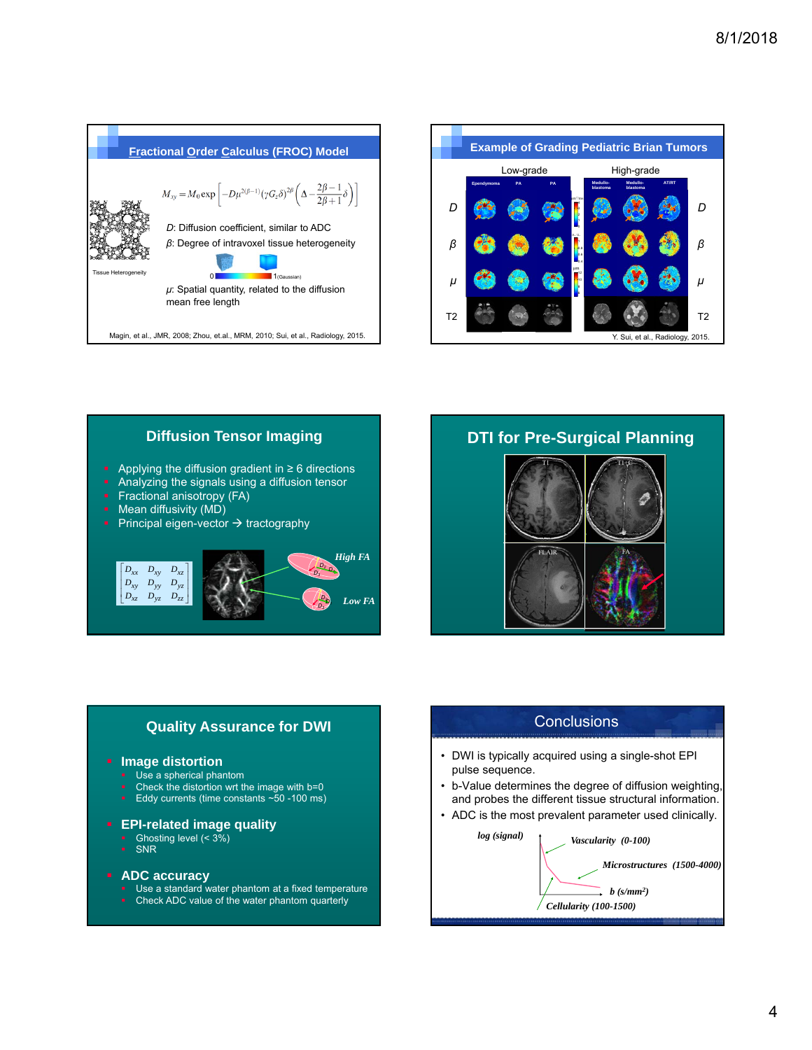## Fractional Order Calculus (FROC) Model

$$M_{xy} = M_0 \exp\left[-D\mu^{2(\beta-1)}(\gamma G_z \delta)^{2\beta}\left(\Delta - \frac{2\beta-1}{2\beta+1}\delta\right)\right]$$

Tissue Heterogeneity

*D*: Diffusion coefficient, similar to ADC

*β*: Degree of intravoxel tissue heterogeneity

0 — 1(Gaussian)

*μ*: Spatial quantity, related to the diffusion mean free length

Magin, et al., JMR, 2008; Zhou, et.al., MRM, 2010; Sui, et al., Radiology, 2015.

## Example of Grading Pediatric Brian Tumors

Low-grade — High-grade

Ependymoma, PA, PA — Medulloblastoma, Medulloblastoma, ATIRT

D

β

μ

T2

Y. Sui, et al., Radiology, 2015.

## Diffusion Tensor Imaging

- Applying the diffusion gradient in ≥ 6 directions
- Analyzing the signals using a diffusion tensor
- Fractional anisotropy (FA)
- Mean diffusivity (MD)
- Principal eigen-vector → tractography

$$\begin{bmatrix} D_{xx} & D_{xy} & D_{xz} \\ D_{xy} & D_{yy} & D_{yz} \\ D_{xz} & D_{yz} & D_{zz} \end{bmatrix}$$

*High FA*

*Low FA*

## DTI for Pre-Surgical Planning

T1, T1+C, FLAIR, FA

## Quality Assurance for DWI

- **Image distortion**
  - Use a spherical phantom
  - Check the distortion wrt the image with b=0
  - Eddy currents (time constants ~50 -100 ms)
- **EPI-related image quality**
  - Ghosting level (< 3%)
  - SNR
- **ADC accuracy**
  - Use a standard water phantom at a fixed temperature
  - Check ADC value of the water phantom quarterly

## Conclusions

- DWI is typically acquired using a single-shot EPI pulse sequence.
- b-Value determines the degree of diffusion weighting, and probes the different tissue structural information.
- ADC is the most prevalent parameter used clinically.

*log (signal)*

*Vascularity (0-100)*

*Microstructures (1500-4000)*

*b (s/mm²)*

*Cellularity (100-1500)*